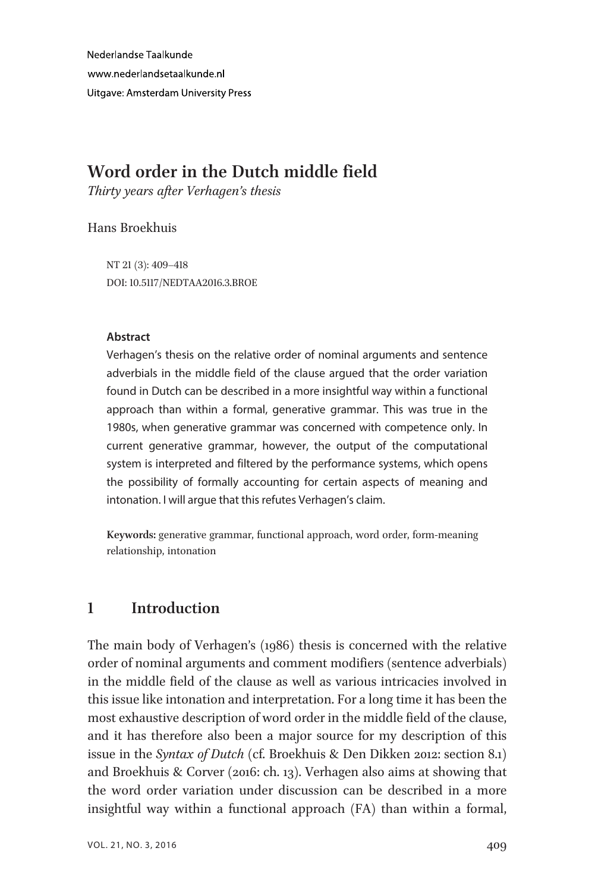Nederlandse Taalkunde
www.nederlandsetaalkunde.nl
Uitgave: Amsterdam University Press

# Word order in the Dutch middle field

*Thirty years after Verhagen's thesis*

Hans Broekhuis

NT 21 (3): 409–418
DOI: 10.5117/NEDTAA2016.3.BROE

**Abstract**

Verhagen's thesis on the relative order of nominal arguments and sentence adverbials in the middle field of the clause argued that the order variation found in Dutch can be described in a more insightful way within a functional approach than within a formal, generative grammar. This was true in the 1980s, when generative grammar was concerned with competence only. In current generative grammar, however, the output of the computational system is interpreted and filtered by the performance systems, which opens the possibility of formally accounting for certain aspects of meaning and intonation. I will argue that this refutes Verhagen's claim.

**Keywords:** generative grammar, functional approach, word order, form-meaning relationship, intonation

## 1 Introduction

The main body of Verhagen's (1986) thesis is concerned with the relative order of nominal arguments and comment modifiers (sentence adverbials) in the middle field of the clause as well as various intricacies involved in this issue like intonation and interpretation. For a long time it has been the most exhaustive description of word order in the middle field of the clause, and it has therefore also been a major source for my description of this issue in the *Syntax of Dutch* (cf. Broekhuis & Den Dikken 2012: section 8.1) and Broekhuis & Corver (2016: ch. 13). Verhagen also aims at showing that the word order variation under discussion can be described in a more insightful way within a functional approach (FA) than within a formal,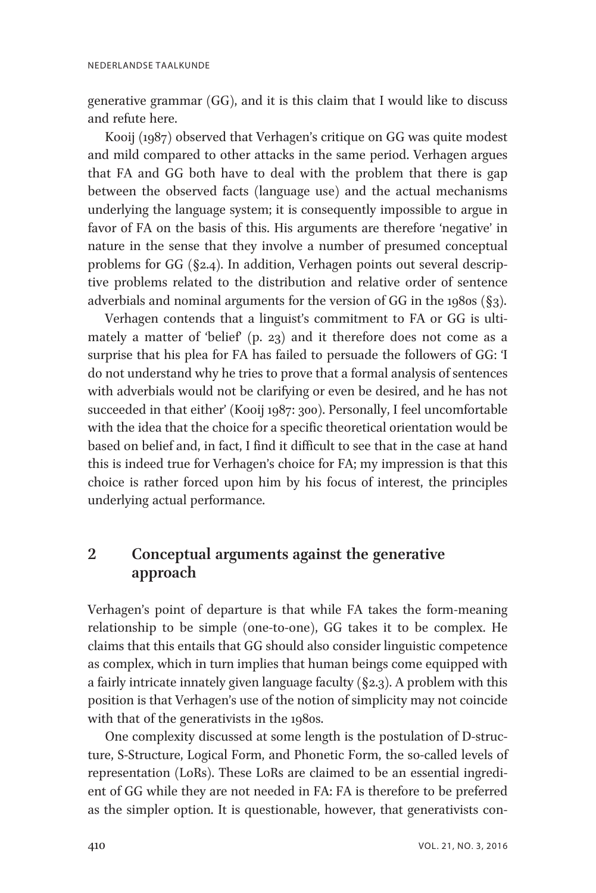generative grammar (GG), and it is this claim that I would like to discuss and refute here.

Kooij (1987) observed that Verhagen's critique on GG was quite modest and mild compared to other attacks in the same period. Verhagen argues that FA and GG both have to deal with the problem that there is gap between the observed facts (language use) and the actual mechanisms underlying the language system; it is consequently impossible to argue in favor of FA on the basis of this. His arguments are therefore 'negative' in nature in the sense that they involve a number of presumed conceptual problems for GG (§2.4). In addition, Verhagen points out several descriptive problems related to the distribution and relative order of sentence adverbials and nominal arguments for the version of GG in the 1980s (§3).

Verhagen contends that a linguist's commitment to FA or GG is ultimately a matter of 'belief' (p. 23) and it therefore does not come as a surprise that his plea for FA has failed to persuade the followers of GG: 'I do not understand why he tries to prove that a formal analysis of sentences with adverbials would not be clarifying or even be desired, and he has not succeeded in that either' (Kooij 1987: 300). Personally, I feel uncomfortable with the idea that the choice for a specific theoretical orientation would be based on belief and, in fact, I find it difficult to see that in the case at hand this is indeed true for Verhagen's choice for FA; my impression is that this choice is rather forced upon him by his focus of interest, the principles underlying actual performance.

## 2 Conceptual arguments against the generative approach

Verhagen's point of departure is that while FA takes the form-meaning relationship to be simple (one-to-one), GG takes it to be complex. He claims that this entails that GG should also consider linguistic competence as complex, which in turn implies that human beings come equipped with a fairly intricate innately given language faculty (§2.3). A problem with this position is that Verhagen's use of the notion of simplicity may not coincide with that of the generativists in the 1980s.

One complexity discussed at some length is the postulation of D-structure, S-Structure, Logical Form, and Phonetic Form, the so-called levels of representation (LoRs). These LoRs are claimed to be an essential ingredient of GG while they are not needed in FA: FA is therefore to be preferred as the simpler option. It is questionable, however, that generativists con-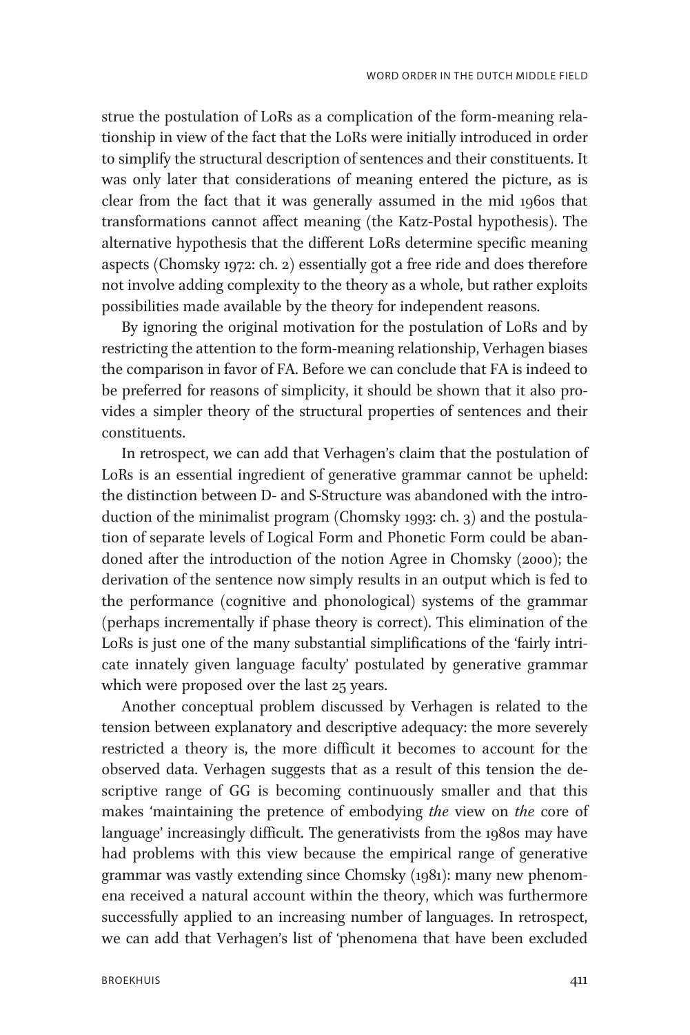strue the postulation of LoRs as a complication of the form-meaning relationship in view of the fact that the LoRs were initially introduced in order to simplify the structural description of sentences and their constituents. It was only later that considerations of meaning entered the picture, as is clear from the fact that it was generally assumed in the mid 1960s that transformations cannot affect meaning (the Katz-Postal hypothesis). The alternative hypothesis that the different LoRs determine specific meaning aspects (Chomsky 1972: ch. 2) essentially got a free ride and does therefore not involve adding complexity to the theory as a whole, but rather exploits possibilities made available by the theory for independent reasons.

By ignoring the original motivation for the postulation of LoRs and by restricting the attention to the form-meaning relationship, Verhagen biases the comparison in favor of FA. Before we can conclude that FA is indeed to be preferred for reasons of simplicity, it should be shown that it also provides a simpler theory of the structural properties of sentences and their constituents.

In retrospect, we can add that Verhagen's claim that the postulation of LoRs is an essential ingredient of generative grammar cannot be upheld: the distinction between D- and S-Structure was abandoned with the introduction of the minimalist program (Chomsky 1993: ch. 3) and the postulation of separate levels of Logical Form and Phonetic Form could be abandoned after the introduction of the notion Agree in Chomsky (2000); the derivation of the sentence now simply results in an output which is fed to the performance (cognitive and phonological) systems of the grammar (perhaps incrementally if phase theory is correct). This elimination of the LoRs is just one of the many substantial simplifications of the 'fairly intricate innately given language faculty' postulated by generative grammar which were proposed over the last 25 years.

Another conceptual problem discussed by Verhagen is related to the tension between explanatory and descriptive adequacy: the more severely restricted a theory is, the more difficult it becomes to account for the observed data. Verhagen suggests that as a result of this tension the descriptive range of GG is becoming continuously smaller and that this makes 'maintaining the pretence of embodying *the* view on *the* core of language' increasingly difficult. The generativists from the 1980s may have had problems with this view because the empirical range of generative grammar was vastly extending since Chomsky (1981): many new phenomena received a natural account within the theory, which was furthermore successfully applied to an increasing number of languages. In retrospect, we can add that Verhagen's list of 'phenomena that have been excluded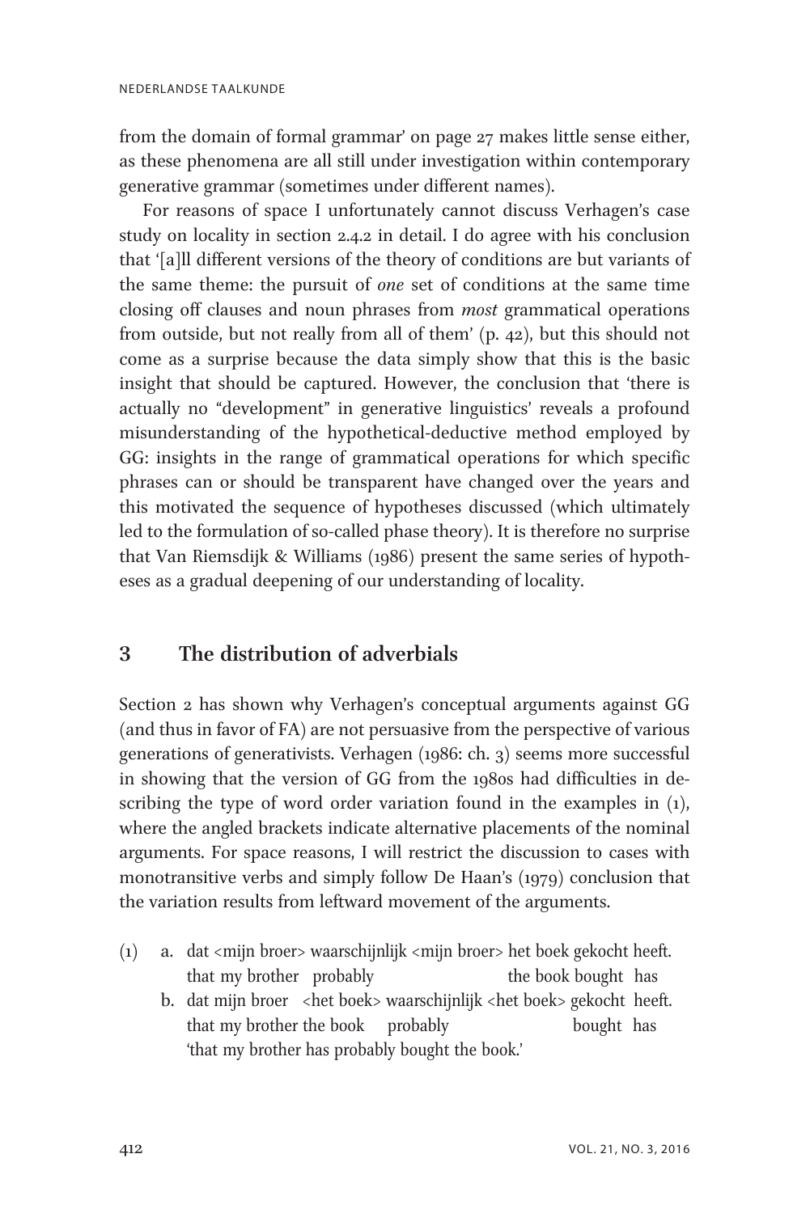from the domain of formal grammar' on page 27 makes little sense either, as these phenomena are all still under investigation within contemporary generative grammar (sometimes under different names).

For reasons of space I unfortunately cannot discuss Verhagen's case study on locality in section 2.4.2 in detail. I do agree with his conclusion that '[a]ll different versions of the theory of conditions are but variants of the same theme: the pursuit of *one* set of conditions at the same time closing off clauses and noun phrases from *most* grammatical operations from outside, but not really from all of them' (p. 42), but this should not come as a surprise because the data simply show that this is the basic insight that should be captured. However, the conclusion that 'there is actually no "development" in generative linguistics' reveals a profound misunderstanding of the hypothetical-deductive method employed by GG: insights in the range of grammatical operations for which specific phrases can or should be transparent have changed over the years and this motivated the sequence of hypotheses discussed (which ultimately led to the formulation of so-called phase theory). It is therefore no surprise that Van Riemsdijk & Williams (1986) present the same series of hypotheses as a gradual deepening of our understanding of locality.

## 3 The distribution of adverbials

Section 2 has shown why Verhagen's conceptual arguments against GG (and thus in favor of FA) are not persuasive from the perspective of various generations of generativists. Verhagen (1986: ch. 3) seems more successful in showing that the version of GG from the 1980s had difficulties in describing the type of word order variation found in the examples in (1), where the angled brackets indicate alternative placements of the nominal arguments. For space reasons, I will restrict the discussion to cases with monotransitive verbs and simply follow De Haan's (1979) conclusion that the variation results from leftward movement of the arguments.

(1) a. dat <mijn broer> waarschijnlijk <mijn broer> het boek gekocht heeft.
   that my brother probably the book bought has
   b. dat mijn broer <het boek> waarschijnlijk <het boek> gekocht heeft.
   that my brother the book probably bought has
   'that my brother has probably bought the book.'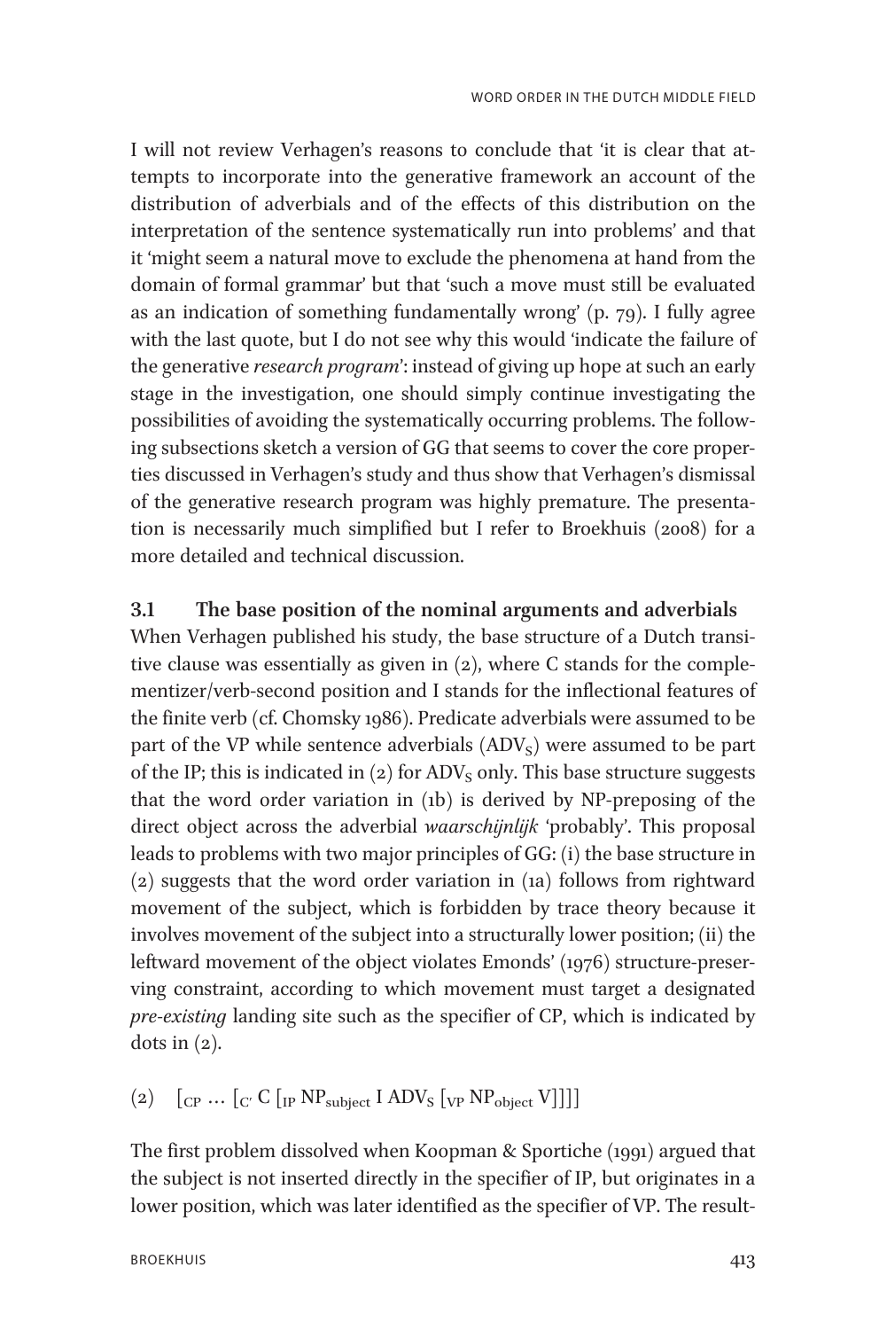I will not review Verhagen's reasons to conclude that 'it is clear that attempts to incorporate into the generative framework an account of the distribution of adverbials and of the effects of this distribution on the interpretation of the sentence systematically run into problems' and that it 'might seem a natural move to exclude the phenomena at hand from the domain of formal grammar' but that 'such a move must still be evaluated as an indication of something fundamentally wrong' (p. 79). I fully agree with the last quote, but I do not see why this would 'indicate the failure of the generative *research program*': instead of giving up hope at such an early stage in the investigation, one should simply continue investigating the possibilities of avoiding the systematically occurring problems. The following subsections sketch a version of GG that seems to cover the core properties discussed in Verhagen's study and thus show that Verhagen's dismissal of the generative research program was highly premature. The presentation is necessarily much simplified but I refer to Broekhuis (2008) for a more detailed and technical discussion.

### 3.1 The base position of the nominal arguments and adverbials

When Verhagen published his study, the base structure of a Dutch transitive clause was essentially as given in (2), where C stands for the complementizer/verb-second position and I stands for the inflectional features of the finite verb (cf. Chomsky 1986). Predicate adverbials were assumed to be part of the VP while sentence adverbials ($ADV_S$) were assumed to be part of the IP; this is indicated in (2) for $ADV_S$ only. This base structure suggests that the word order variation in (1b) is derived by NP-preposing of the direct object across the adverbial *waarschijnlijk* 'probably'. This proposal leads to problems with two major principles of GG: (i) the base structure in (2) suggests that the word order variation in (1a) follows from rightward movement of the subject, which is forbidden by trace theory because it involves movement of the subject into a structurally lower position; (ii) the leftward movement of the object violates Emonds' (1976) structure-preserving constraint, according to which movement must target a designated *pre-existing* landing site such as the specifier of CP, which is indicated by dots in (2).

(2) $[_{CP} \ldots [_{C'} \text{C} [_{IP} \text{NP}_{subject} \text{ I ADV}_S [_{VP} \text{NP}_{object} \text{ V}]]]]$

The first problem dissolved when Koopman & Sportiche (1991) argued that the subject is not inserted directly in the specifier of IP, but originates in a lower position, which was later identified as the specifier of VP. The result-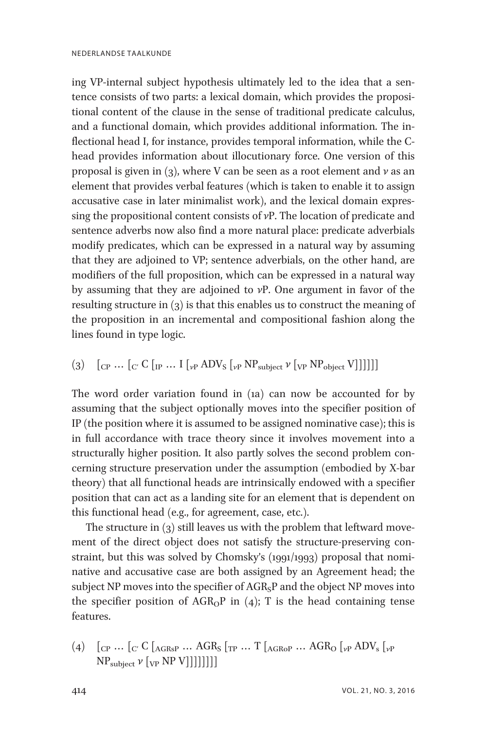ing VP-internal subject hypothesis ultimately led to the idea that a sentence consists of two parts: a lexical domain, which provides the propositional content of the clause in the sense of traditional predicate calculus, and a functional domain, which provides additional information. The inflectional head I, for instance, provides temporal information, while the C-head provides information about illocutionary force. One version of this proposal is given in (3), where V can be seen as a root element and *v* as an element that provides verbal features (which is taken to enable it to assign accusative case in later minimalist work), and the lexical domain expressing the propositional content consists of *v*P. The location of predicate and sentence adverbs now also find a more natural place: predicate adverbials modify predicates, which can be expressed in a natural way by assuming that they are adjoined to VP; sentence adverbials, on the other hand, are modifiers of the full proposition, which can be expressed in a natural way by assuming that they are adjoined to *v*P. One argument in favor of the resulting structure in (3) is that this enables us to construct the meaning of the proposition in an incremental and compositional fashion along the lines found in type logic.

(3) $[_{\text{CP}} \ldots [_{\text{C}'} \text{C} [_{\text{IP}} \ldots \text{I} [_{v\text{P}} \text{ADV}_{\text{S}} [_{v\text{P}} \text{NP}_{\text{subject}}\ v\ [_{\text{VP}} \text{NP}_{\text{object}} \text{V}]]]]]]$

The word order variation found in (1a) can now be accounted for by assuming that the subject optionally moves into the specifier position of IP (the position where it is assumed to be assigned nominative case); this is in full accordance with trace theory since it involves movement into a structurally higher position. It also partly solves the second problem concerning structure preservation under the assumption (embodied by X-bar theory) that all functional heads are intrinsically endowed with a specifier position that can act as a landing site for an element that is dependent on this functional head (e.g., for agreement, case, etc.).

The structure in (3) still leaves us with the problem that leftward movement of the direct object does not satisfy the structure-preserving constraint, but this was solved by Chomsky's (1991/1993) proposal that nominative and accusative case are both assigned by an Agreement head; the subject NP moves into the specifier of $\text{AGR}_{\text{S}}$P and the object NP moves into the specifier position of $\text{AGR}_{\text{O}}$P in (4); T is the head containing tense features.

(4) $[_{\text{CP}} \ldots [_{\text{C}'} \text{C} [_{\text{AGRsP}} \ldots \text{AGR}_{\text{S}} [_{\text{TP}} \ldots \text{T} [_{\text{AGRoP}} \ldots \text{AGR}_{\text{O}} [_{v\text{P}} \text{ADV}_{\text{s}} [_{v\text{P}} \text{NP}_{\text{subject}}\ v\ [_{\text{VP}} \text{NP V}]]]]]]]]$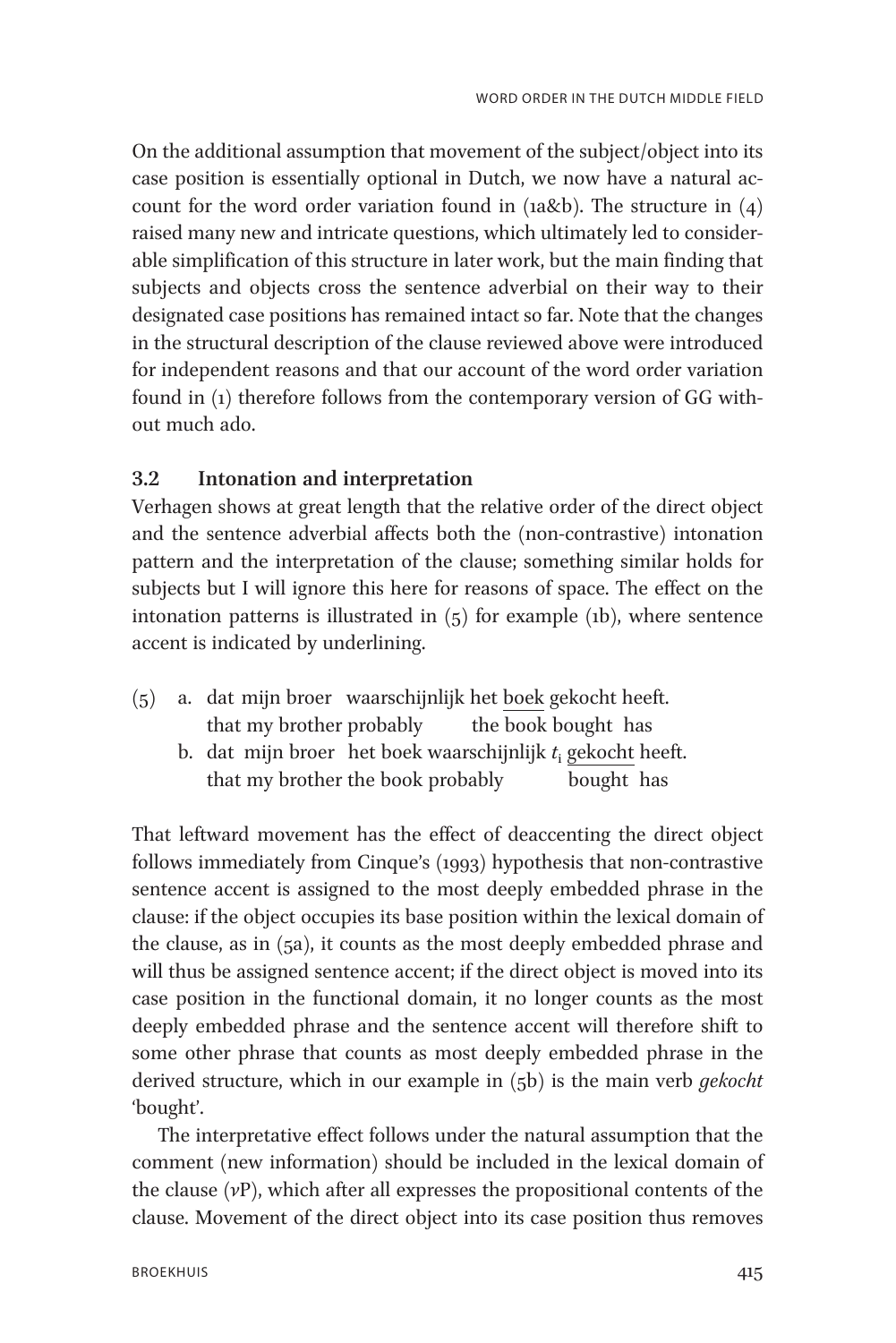On the additional assumption that movement of the subject/object into its case position is essentially optional in Dutch, we now have a natural account for the word order variation found in (1a&b). The structure in (4) raised many new and intricate questions, which ultimately led to considerable simplification of this structure in later work, but the main finding that subjects and objects cross the sentence adverbial on their way to their designated case positions has remained intact so far. Note that the changes in the structural description of the clause reviewed above were introduced for independent reasons and that our account of the word order variation found in (1) therefore follows from the contemporary version of GG without much ado.

### 3.2 Intonation and interpretation

Verhagen shows at great length that the relative order of the direct object and the sentence adverbial affects both the (non-contrastive) intonation pattern and the interpretation of the clause; something similar holds for subjects but I will ignore this here for reasons of space. The effect on the intonation patterns is illustrated in (5) for example (1b), where sentence accent is indicated by underlining.

(5) a. dat mijn broer waarschijnlijk het <u>boek</u> gekocht heeft.
    that my brother probably the book bought has
  b. dat mijn broer het boek waarschijnlijk $t_i$ <u>gekocht</u> heeft.
    that my brother the book probably bought has

That leftward movement has the effect of deaccenting the direct object follows immediately from Cinque's (1993) hypothesis that non-contrastive sentence accent is assigned to the most deeply embedded phrase in the clause: if the object occupies its base position within the lexical domain of the clause, as in (5a), it counts as the most deeply embedded phrase and will thus be assigned sentence accent; if the direct object is moved into its case position in the functional domain, it no longer counts as the most deeply embedded phrase and the sentence accent will therefore shift to some other phrase that counts as most deeply embedded phrase in the derived structure, which in our example in (5b) is the main verb *gekocht* 'bought'.

The interpretative effect follows under the natural assumption that the comment (new information) should be included in the lexical domain of the clause (*v*P), which after all expresses the propositional contents of the clause. Movement of the direct object into its case position thus removes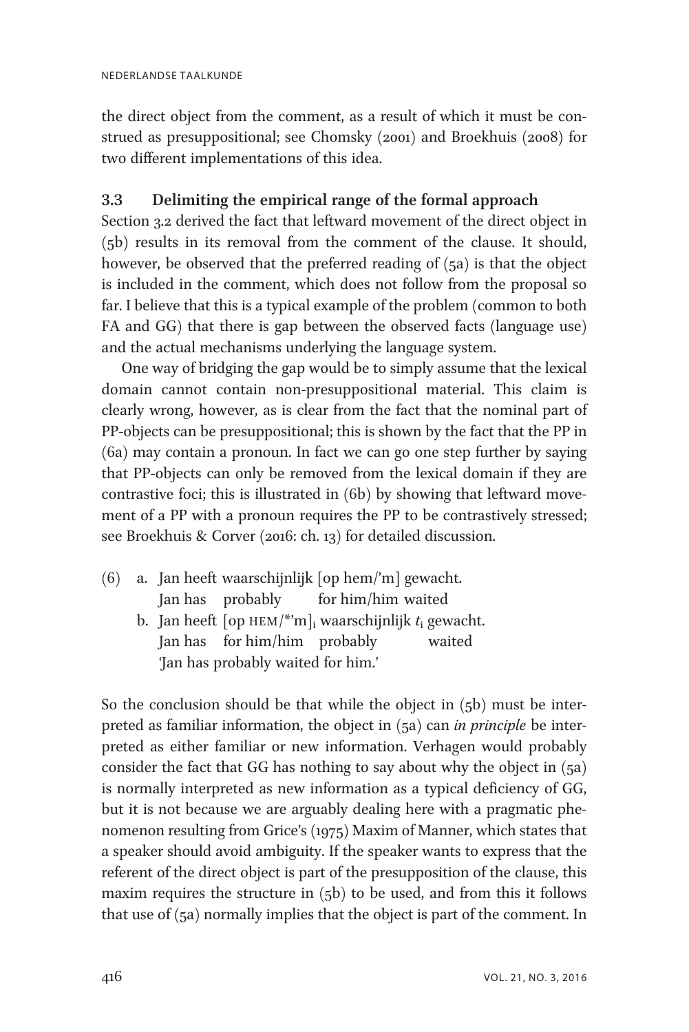the direct object from the comment, as a result of which it must be construed as presuppositional; see Chomsky (2001) and Broekhuis (2008) for two different implementations of this idea.

### 3.3 Delimiting the empirical range of the formal approach

Section 3.2 derived the fact that leftward movement of the direct object in (5b) results in its removal from the comment of the clause. It should, however, be observed that the preferred reading of (5a) is that the object is included in the comment, which does not follow from the proposal so far. I believe that this is a typical example of the problem (common to both FA and GG) that there is gap between the observed facts (language use) and the actual mechanisms underlying the language system.

One way of bridging the gap would be to simply assume that the lexical domain cannot contain non-presuppositional material. This claim is clearly wrong, however, as is clear from the fact that the nominal part of PP-objects can be presuppositional; this is shown by the fact that the PP in (6a) may contain a pronoun. In fact we can go one step further by saying that PP-objects can only be removed from the lexical domain if they are contrastive foci; this is illustrated in (6b) by showing that leftward movement of a PP with a pronoun requires the PP to be contrastively stressed; see Broekhuis & Corver (2016: ch. 13) for detailed discussion.

(6) a. Jan heeft waarschijnlijk [op hem/'m] gewacht.
   Jan has probably for him/him waited
   b. Jan heeft [op HEM/*'m]$_i$ waarschijnlijk $t_i$ gewacht.
   Jan has for him/him probably waited
   'Jan has probably waited for him.'

So the conclusion should be that while the object in (5b) must be interpreted as familiar information, the object in (5a) can *in principle* be interpreted as either familiar or new information. Verhagen would probably consider the fact that GG has nothing to say about why the object in (5a) is normally interpreted as new information as a typical deficiency of GG, but it is not because we are arguably dealing here with a pragmatic phenomenon resulting from Grice's (1975) Maxim of Manner, which states that a speaker should avoid ambiguity. If the speaker wants to express that the referent of the direct object is part of the presupposition of the clause, this maxim requires the structure in (5b) to be used, and from this it follows that use of (5a) normally implies that the object is part of the comment. In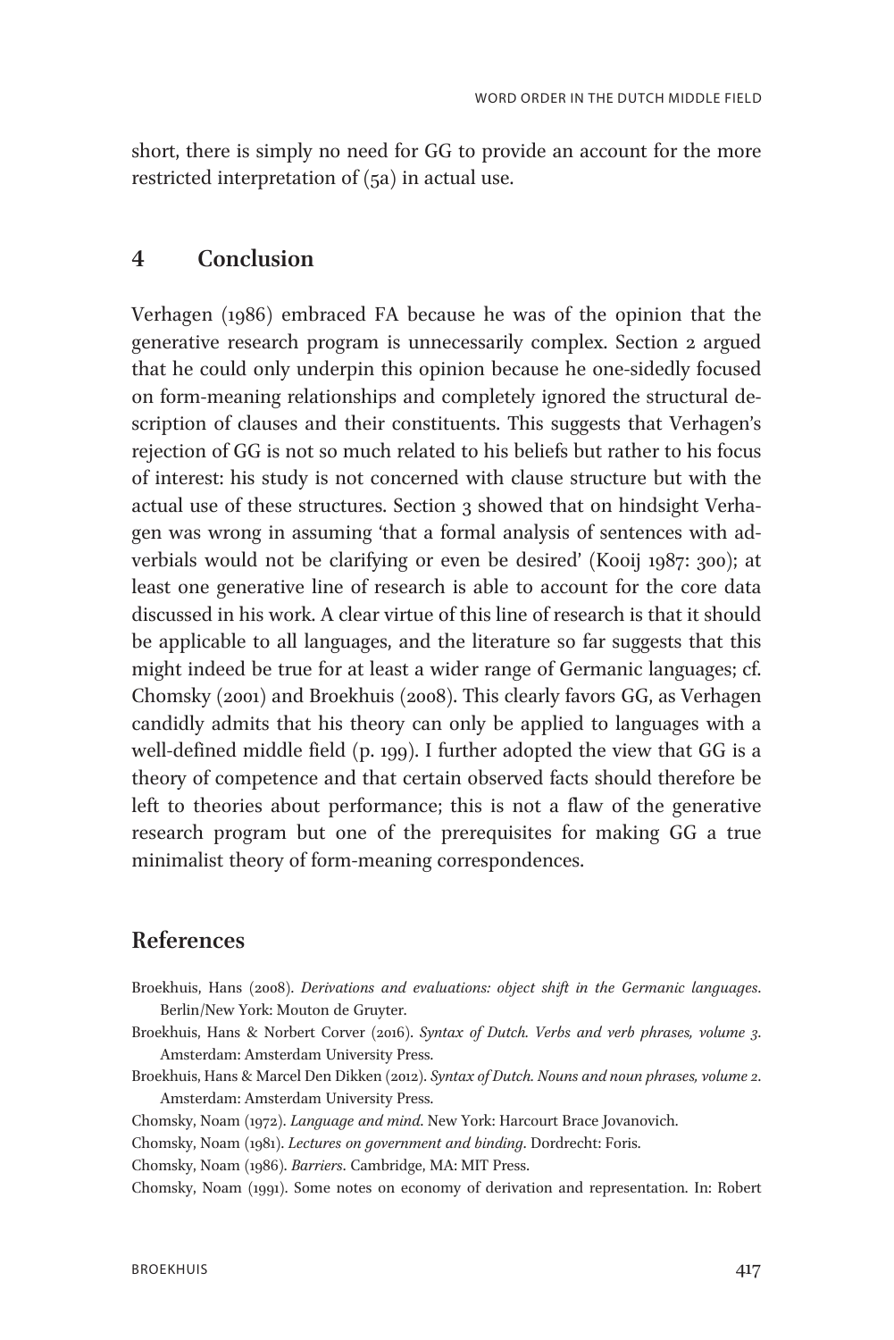short, there is simply no need for GG to provide an account for the more restricted interpretation of (5a) in actual use.

## 4 Conclusion

Verhagen (1986) embraced FA because he was of the opinion that the generative research program is unnecessarily complex. Section 2 argued that he could only underpin this opinion because he one-sidedly focused on form-meaning relationships and completely ignored the structural description of clauses and their constituents. This suggests that Verhagen's rejection of GG is not so much related to his beliefs but rather to his focus of interest: his study is not concerned with clause structure but with the actual use of these structures. Section 3 showed that on hindsight Verhagen was wrong in assuming 'that a formal analysis of sentences with adverbials would not be clarifying or even be desired' (Kooij 1987: 300); at least one generative line of research is able to account for the core data discussed in his work. A clear virtue of this line of research is that it should be applicable to all languages, and the literature so far suggests that this might indeed be true for at least a wider range of Germanic languages; cf. Chomsky (2001) and Broekhuis (2008). This clearly favors GG, as Verhagen candidly admits that his theory can only be applied to languages with a well-defined middle field (p. 199). I further adopted the view that GG is a theory of competence and that certain observed facts should therefore be left to theories about performance; this is not a flaw of the generative research program but one of the prerequisites for making GG a true minimalist theory of form-meaning correspondences.

## References

Broekhuis, Hans (2008). *Derivations and evaluations: object shift in the Germanic languages*. Berlin/New York: Mouton de Gruyter.

Broekhuis, Hans & Norbert Corver (2016). *Syntax of Dutch. Verbs and verb phrases, volume 3*. Amsterdam: Amsterdam University Press.

Broekhuis, Hans & Marcel Den Dikken (2012). *Syntax of Dutch. Nouns and noun phrases, volume 2*. Amsterdam: Amsterdam University Press.

Chomsky, Noam (1972). *Language and mind*. New York: Harcourt Brace Jovanovich.

Chomsky, Noam (1981). *Lectures on government and binding*. Dordrecht: Foris.

Chomsky, Noam (1986). *Barriers*. Cambridge, MA: MIT Press.

Chomsky, Noam (1991). Some notes on economy of derivation and representation. In: Robert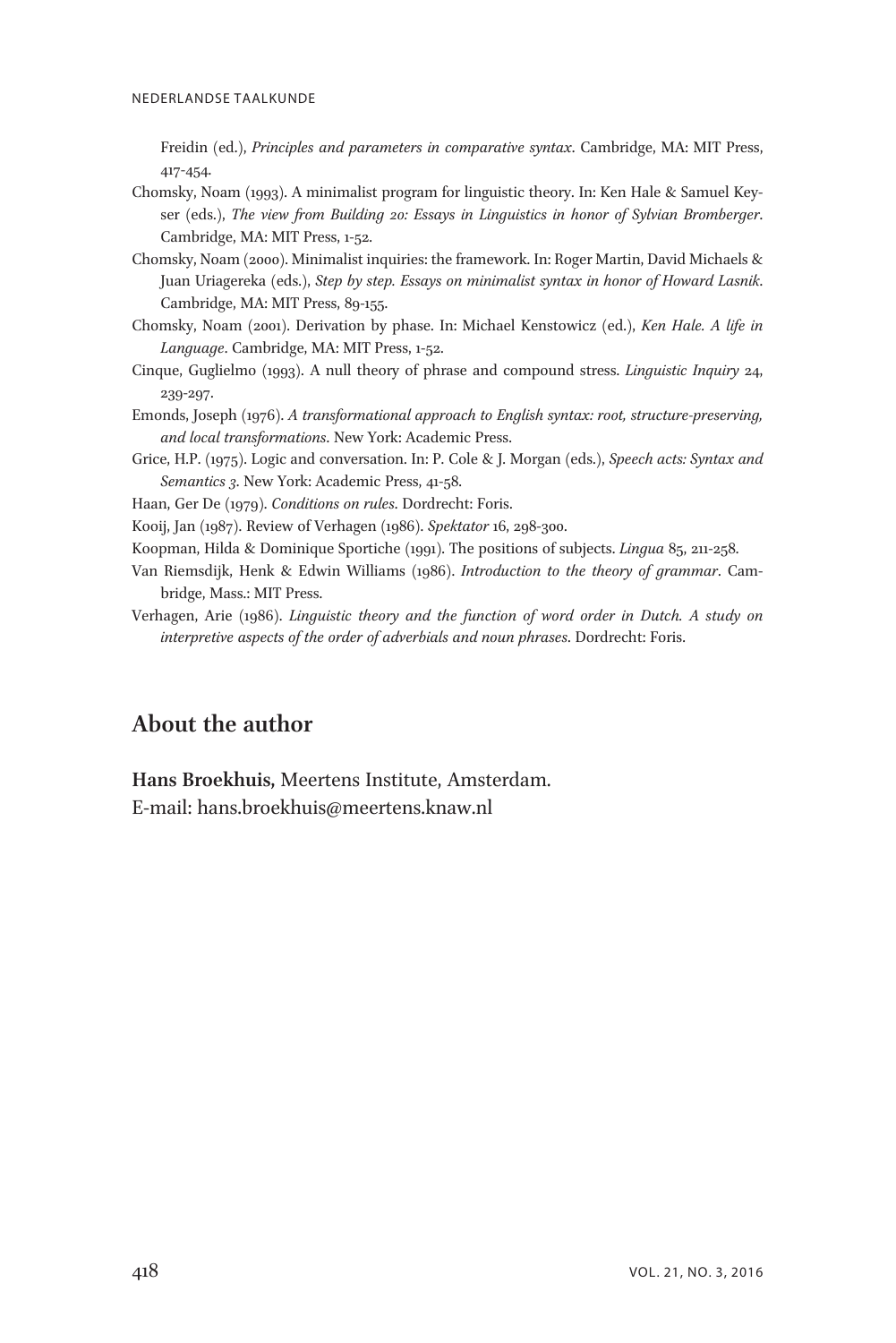Freidin (ed.), *Principles and parameters in comparative syntax*. Cambridge, MA: MIT Press, 417-454.

Chomsky, Noam (1993). A minimalist program for linguistic theory. In: Ken Hale & Samuel Keyser (eds.), *The view from Building 20: Essays in Linguistics in honor of Sylvian Bromberger*. Cambridge, MA: MIT Press, 1-52.

Chomsky, Noam (2000). Minimalist inquiries: the framework. In: Roger Martin, David Michaels & Juan Uriagereka (eds.), *Step by step. Essays on minimalist syntax in honor of Howard Lasnik*. Cambridge, MA: MIT Press, 89-155.

Chomsky, Noam (2001). Derivation by phase. In: Michael Kenstowicz (ed.), *Ken Hale. A life in Language*. Cambridge, MA: MIT Press, 1-52.

Cinque, Guglielmo (1993). A null theory of phrase and compound stress. *Linguistic Inquiry* 24, 239-297.

Emonds, Joseph (1976). *A transformational approach to English syntax: root, structure-preserving, and local transformations*. New York: Academic Press.

Grice, H.P. (1975). Logic and conversation. In: P. Cole & J. Morgan (eds.), *Speech acts: Syntax and Semantics 3*. New York: Academic Press, 41-58.

Haan, Ger De (1979). *Conditions on rules*. Dordrecht: Foris.

Kooij, Jan (1987). Review of Verhagen (1986). *Spektator* 16, 298-300.

Koopman, Hilda & Dominique Sportiche (1991). The positions of subjects. *Lingua* 85, 211-258.

Van Riemsdijk, Henk & Edwin Williams (1986). *Introduction to the theory of grammar*. Cambridge, Mass.: MIT Press.

Verhagen, Arie (1986). *Linguistic theory and the function of word order in Dutch. A study on interpretive aspects of the order of adverbials and noun phrases*. Dordrecht: Foris.

## About the author

**Hans Broekhuis,** Meertens Institute, Amsterdam.
E-mail: hans.broekhuis@meertens.knaw.nl